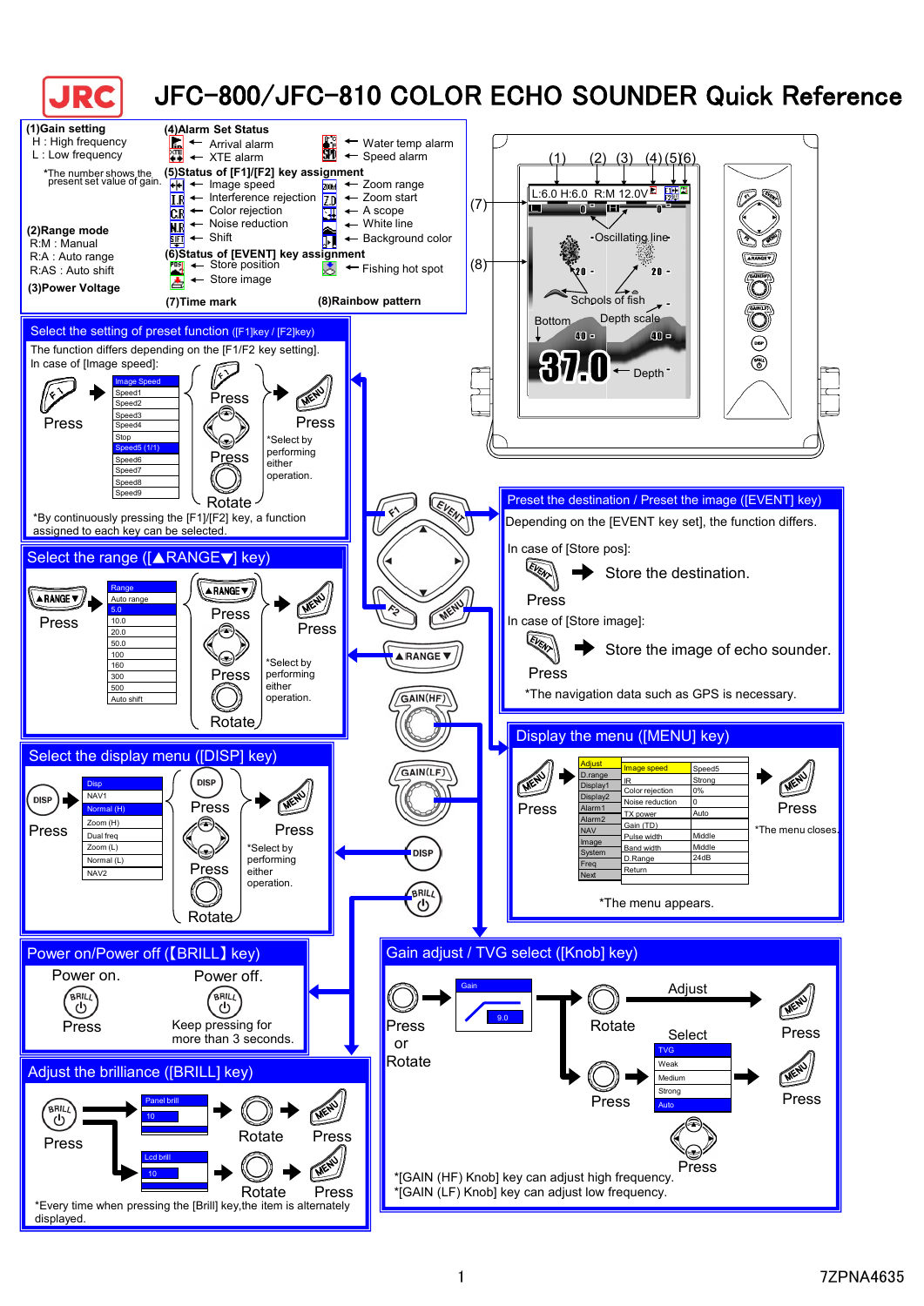# JFC-800/JFC-810 COLOR ECHO SOUNDER Quick Reference

**(1)Gain setting**
H : High frequency
L : Low frequency
*The number shows the present set value of gain.

**(2)Range mode**
R:M : Manual
R:A : Auto range
R:AS : Auto shift

**(3)Power Voltage**

**(4)Alarm Set Status**
- ← Arrival alarm
- ← XTE alarm
- ← Water temp alarm
- ← Speed alarm

**(5)Status of [F1]/[F2] key assignment**
- ← Image speed
- ← Interference rejection
- ← Color rejection
- ← Noise reduction
- ← Shift
- ← Zoom range
- ← Zoom start
- ← A scope
- ← White line
- ← Background color

**(6)Status of [EVENT] key assignment**
- ← Store position
- ← Store image
- ← Fishing hot spot

**(7)Time mark**

**(8)Rainbow pattern**

Display: L:6.0 H:6.0 R:M 12.0V — Oscillating line, Schools of fish, Bottom, Depth scale, Depth (37.0)

## Select the setting of preset function ([F1]key / [F2]key)

The function differs depending on the [F1/F2 key setting].
In case of [Image speed]:

F1 Press → Image Speed (Speed1, Speed2, Speed3, Speed4, Stop, Speed5 (1/1), Speed6, Speed7, Speed8, Speed9) → Press F1 / Press / Rotate → MENU Press

*Select by performing either operation.

*By continuously pressing the [F1]/[F2] key, a function assigned to each key can be selected.

## Select the range ([▲RANGE▼] key)

▲RANGE▼ Press → Range (Auto range, 5.0, 10.0, 20.0, 50.0, 100, 160, 300, 500, Auto shift) → Press ▲RANGE▼ / Press / Rotate → MENU Press

*Select by performing either operation.

## Select the display menu ([DISP] key)

DISP Press → Disp (NAV1, Normal (H), Zoom (H), Dual freq, Zoom (L), Normal (L), NAV2) → Press DISP / Press / Rotate → MENU Press

*Select by performing either operation.

## Power on/Power off (【BRILL】key)

Power on. BRILL Press

Power off. BRILL Keep pressing for more than 3 seconds.

## Adjust the brilliance ([BRILL] key)

BRILL Press → Panel brill (10) → Rotate → MENU Press

→ Lcd brill (10) → Rotate → MENU Press

*Every time when pressing the [Brill] key,the item is alternately displayed.

## Preset the destination / Preset the image ([EVENT] key)

Depending on the [EVENT key set], the function differs.

In case of [Store pos]:
EVENT Press → Store the destination.

In case of [Store image]:
EVENT Press → Store the image of echo sounder.

*The navigation data such as GPS is necessary.

## Display the menu ([MENU] key)

MENU Press → Menu → MENU Press

| Menu | Item | Value |
|---|---|---|
| Adjust | Image speed | Speed5 |
| D.range | IR | Strong |
| Display1 | Color rejection | 0% |
| Display2 | Noise reduction | 0 |
| Alarm1 | TX power | Auto |
| Alarm2 | | |
| NAV | Gain (TD) | |
| Image | Pulse width | Middle |
| System | Band width | Middle |
| Freq | D.Range | 24dB |
| Next | Return | |

*The menu appears.

*The menu closes.

## Gain adjust / TVG select ([Knob] key)

Press or Rotate → Gain (9.0) → Rotate → Adjust → MENU Press

→ Press → Select TVG (Weak, Medium, Strong, Auto) → Press → MENU Press

*[GAIN (HF) Knob] key can adjust high frequency.
*[GAIN (LF) Knob] key can adjust low frequency.

7ZPNA4635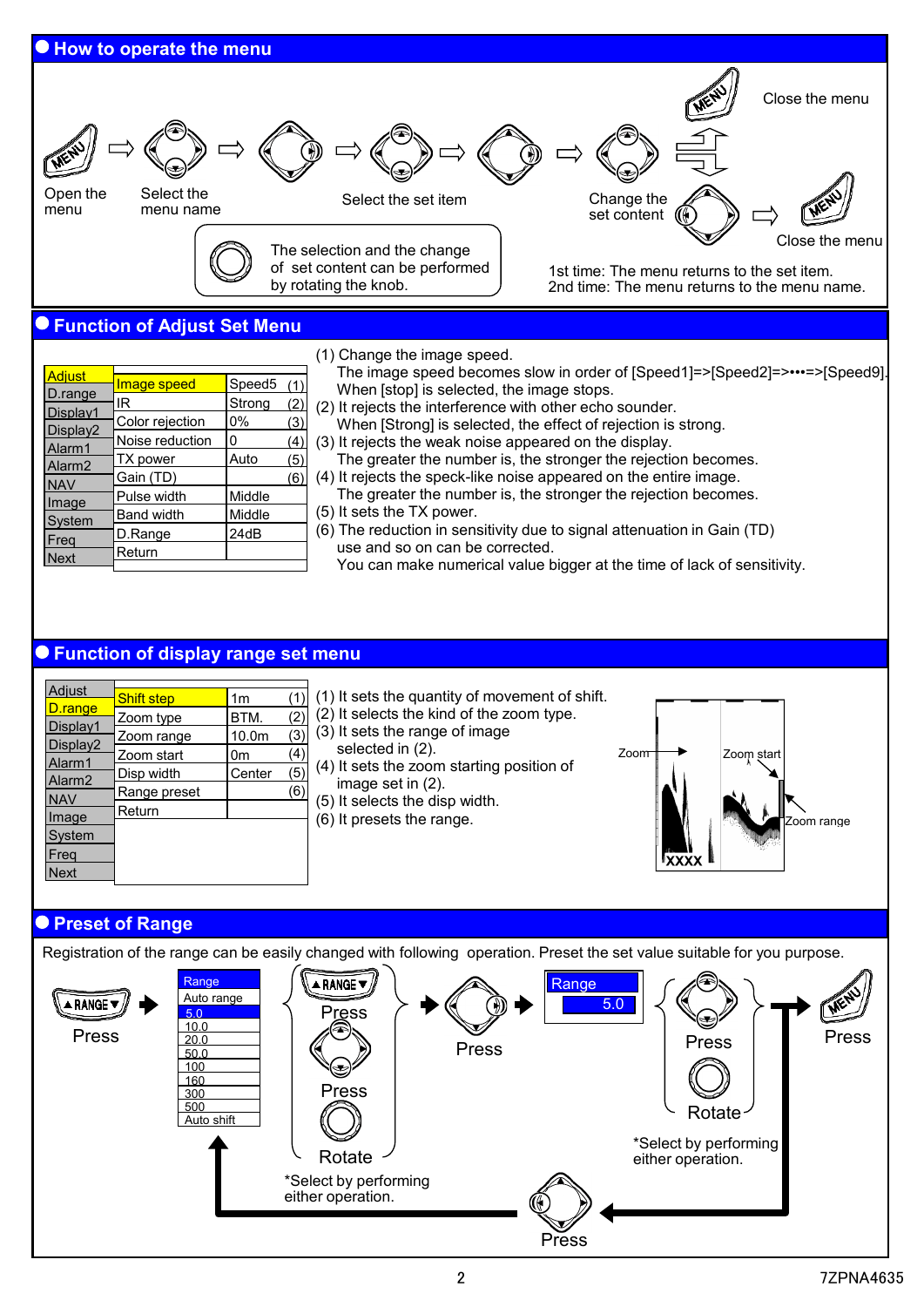## How to operate the menu

Open the menu ⇨ Select the menu name ⇨ Select the set item ⇨ Change the set content ⇨ Close the menu

Close the menu

1st time: The menu returns to the set item.
2nd time: The menu returns to the menu name.

The selection and the change of set content can be performed by rotating the knob.

## Function of Adjust Set Menu

| | | | |
|---|---|---|---|
| Adjust | Image speed | Speed5 | (1) |
| D.range | IR | Strong | (2) |
| Display1 | Color rejection | 0% | (3) |
| Display2 | Noise reduction | 0 | (4) |
| Alarm1 | TX power | Auto | (5) |
| Alarm2 | Gain (TD) | | (6) |
| NAV | Pulse width | Middle | |
| Image | Band width | Middle | |
| System | D.Range | 24dB | |
| Freq | Return | | |
| Next | | | |

(1) Change the image speed.
The image speed becomes slow in order of [Speed1]=>[Speed2]=>•••=>[Speed9].
When [stop] is selected, the image stops.
(2) It rejects the interference with other echo sounder.
When [Strong] is selected, the effect of rejection is strong.
(3) It rejects the weak noise appeared on the display.
The greater the number is, the stronger the rejection becomes.
(4) It rejects the speck-like noise appeared on the entire image.
The greater the number is, the stronger the rejection becomes.
(5) It sets the TX power.
(6) The reduction in sensitivity due to signal attenuation in Gain (TD) use and so on can be corrected.
You can make numerical value bigger at the time of lack of sensitivity.

## Function of display range set menu

| | | | |
|---|---|---|---|
| Adjust | Shift step | 1m | (1) |
| D.range | Zoom type | BTM. | (2) |
| Display1 | Zoom range | 10.0m | (3) |
| Display2 | Zoom start | 0m | (4) |
| Alarm1 | Disp width | Center | (5) |
| Alarm2 | Range preset | | (6) |
| NAV | Return | | |
| Image | | | |
| System | | | |
| Freq | | | |
| Next | | | |

(1) It sets the quantity of movement of shift.
(2) It selects the kind of the zoom type.
(3) It sets the range of image selected in (2).
(4) It sets the zoom starting position of image set in (2).
(5) It selects the disp width.
(6) It presets the range.

Zoom
Zoom start
Zoom range
XXXX

## Preset of Range

Registration of the range can be easily changed with following operation. Preset the set value suitable for you purpose.

RANGE Press → Range: Auto range, 5.0, 10.0, 20.0, 50.0, 100, 160, 300, 500, Auto shift → RANGE Press / Press / Rotate → Press → Range 5.0 → Press / Rotate → MENU Press

*Select by performing either operation.

Press

*Select by performing either operation.